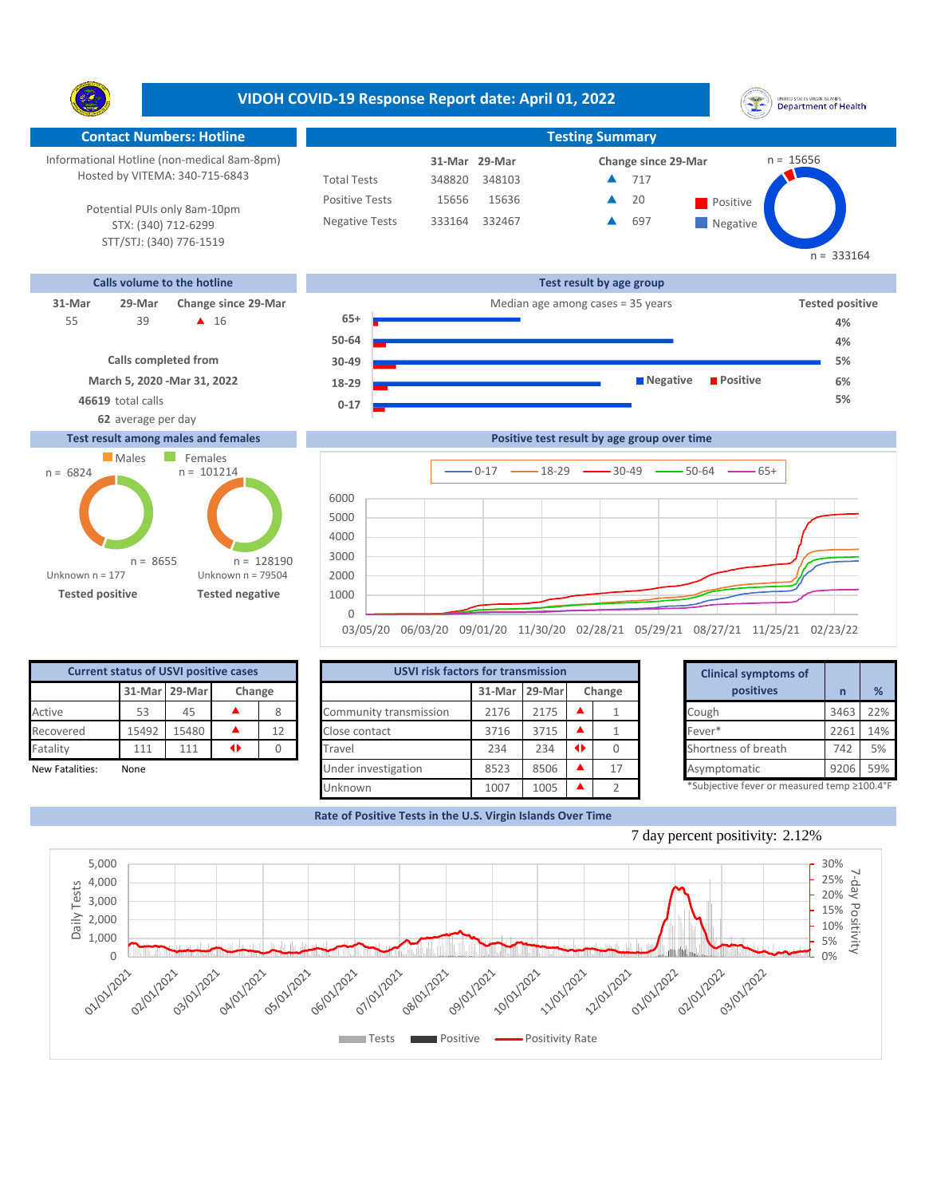# VIDOH COVID-19 Response Report date: April 01, 2022

## Contact Numbers: Hotline

Informational Hotline (non-medical 8am-8pm)
Hosted by VITEMA: 340-715-6843

Potential PUIs only 8am-10pm
STX: (340) 712-6299
STT/STJ: (340) 776-1519

## Testing Summary

| | 31-Mar | 29-Mar | Change since 29-Mar |
|---|---|---|---|
| Total Tests | 348820 | 348103 | ▲ 717 |
| Positive Tests | 15656 | 15636 | ▲ 20 |
| Negative Tests | 333164 | 332467 | ▲ 697 |

Positive n = 15656; Negative n = 333164

## Calls volume to the hotline

| 31-Mar | 29-Mar | Change since 29-Mar |
|---|---|---|
| 55 | 39 | ▲ 16 |

**Calls completed from**
**March 5, 2020 -Mar 31, 2022**
**46619** total calls
**62** average per day

## Test result by age group

Median age among cases = 35 years

| Age group | Tested positive |
|---|---|
| 65+ | 4% |
| 50-64 | 4% |
| 30-49 | 5% |
| 18-29 | 6% |
| 0-17 | 5% |

## Test result among males and females

| | Males | Females |
|---|---|---|
| Tested positive | n = 6824 | n = 8655 |
| Tested negative | n = 101214 | n = 128190 |

Tested positive: Unknown n = 177
Tested negative: Unknown n = 79504

## Positive test result by age group over time

Series: 0-17, 18-29, 30-49, 50-64, 65+ (03/05/20 – 02/23/22)

## Current status of USVI positive cases

| | 31-Mar | 29-Mar | Change |
|---|---|---|---|
| Active | 53 | 45 | ▲ 8 |
| Recovered | 15492 | 15480 | ▲ 12 |
| Fatality | 111 | 111 | ◆ 0 |

New Fatalities: None

## USVI risk factors for transmission

| | 31-Mar | 29-Mar | Change |
|---|---|---|---|
| Community transmission | 2176 | 2175 | ▲ 1 |
| Close contact | 3716 | 3715 | ▲ 1 |
| Travel | 234 | 234 | ◆ 0 |
| Under investigation | 8523 | 8506 | ▲ 17 |
| Unknown | 1007 | 1005 | ▲ 2 |

## Clinical symptoms of positives

| | n | % |
|---|---|---|
| Cough | 3463 | 22% |
| Fever* | 2261 | 14% |
| Shortness of breath | 742 | 5% |
| Asymptomatic | 9206 | 59% |

*Subjective fever or measured temp ≥100.4°F

## Rate of Positive Tests in the U.S. Virgin Islands Over Time

7 day percent positivity: 2.12%

Legend: Tests, Positive, Positivity Rate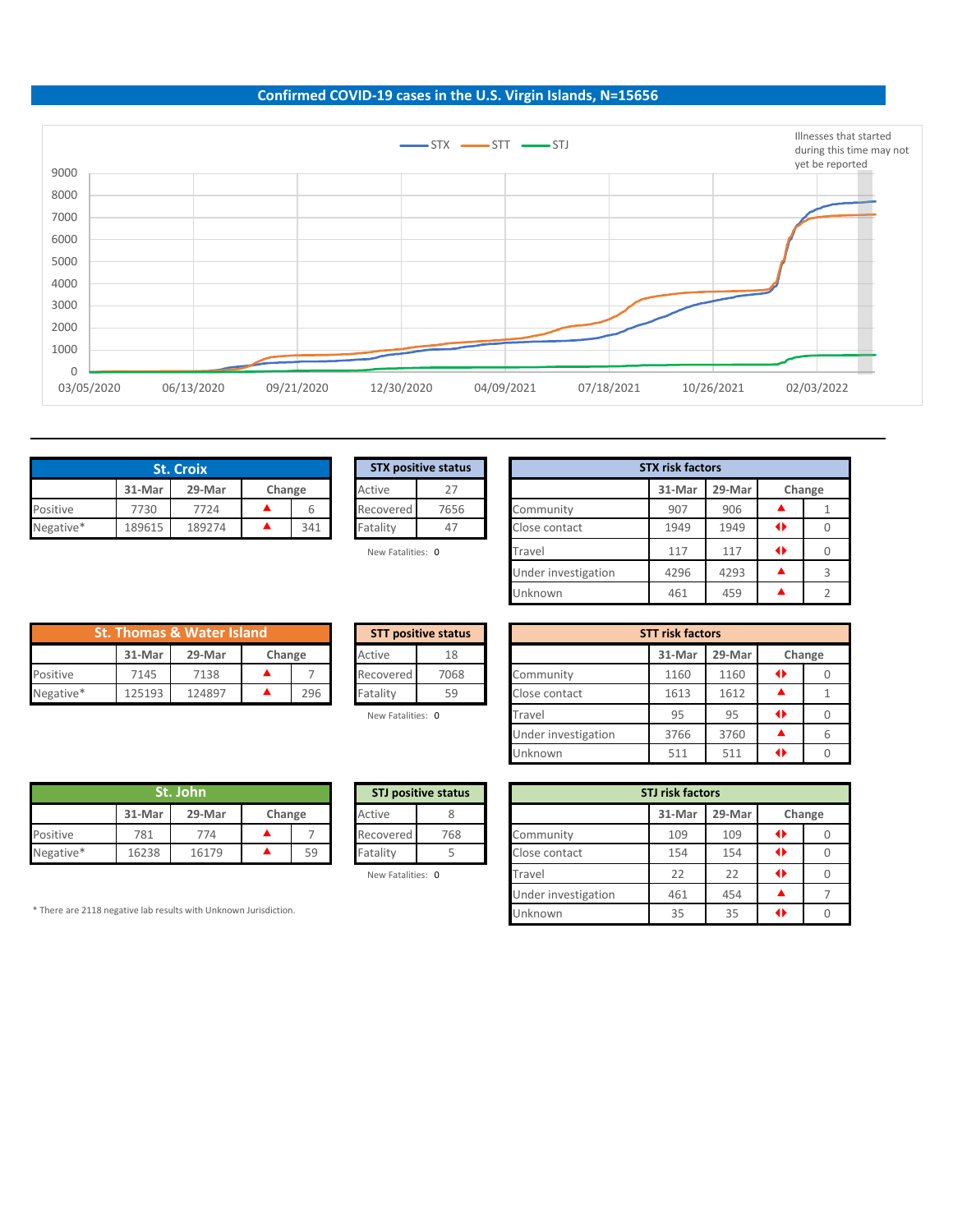## Confirmed COVID-19 cases in the U.S. Virgin Islands, N=15656

STX STT STJ

Illnesses that started during this time may not yet be reported

9000
8000
7000
6000
5000
4000
3000
2000
1000
0

03/05/2020 06/13/2020 09/21/2020 12/30/2020 04/09/2021 07/18/2021 10/26/2021 02/03/2022

| St. Croix | 31-Mar | 29-Mar | Change | |
|---|---|---|---|---|
| Positive | 7730 | 7724 | ▲ | 6 |
| Negative* | 189615 | 189274 | ▲ | 341 |

| STX positive status | |
|---|---|
| Active | 27 |
| Recovered | 7656 |
| Fatality | 47 |

New Fatalities: 0

| STX risk factors | 31-Mar | 29-Mar | Change | |
|---|---|---|---|---|
| Community | 907 | 906 | ▲ | 1 |
| Close contact | 1949 | 1949 | ◀▶ | 0 |
| Travel | 117 | 117 | ◀▶ | 0 |
| Under investigation | 4296 | 4293 | ▲ | 3 |
| Unknown | 461 | 459 | ▲ | 2 |

| St. Thomas & Water Island | 31-Mar | 29-Mar | Change | |
|---|---|---|---|---|
| Positive | 7145 | 7138 | ▲ | 7 |
| Negative* | 125193 | 124897 | ▲ | 296 |

| STT positive status | |
|---|---|
| Active | 18 |
| Recovered | 7068 |
| Fatality | 59 |

New Fatalities: 0

| STT risk factors | 31-Mar | 29-Mar | Change | |
|---|---|---|---|---|
| Community | 1160 | 1160 | ◀▶ | 0 |
| Close contact | 1613 | 1612 | ▲ | 1 |
| Travel | 95 | 95 | ◀▶ | 0 |
| Under investigation | 3766 | 3760 | ▲ | 6 |
| Unknown | 511 | 511 | ◀▶ | 0 |

| St. John | 31-Mar | 29-Mar | Change | |
|---|---|---|---|---|
| Positive | 781 | 774 | ▲ | 7 |
| Negative* | 16238 | 16179 | ▲ | 59 |

| STJ positive status | |
|---|---|
| Active | 8 |
| Recovered | 768 |
| Fatality | 5 |

New Fatalities: 0

| STJ risk factors | 31-Mar | 29-Mar | Change | |
|---|---|---|---|---|
| Community | 109 | 109 | ◀▶ | 0 |
| Close contact | 154 | 154 | ◀▶ | 0 |
| Travel | 22 | 22 | ◀▶ | 0 |
| Under investigation | 461 | 454 | ▲ | 7 |
| Unknown | 35 | 35 | ◀▶ | 0 |

* There are 2118 negative lab results with Unknown Jurisdiction.